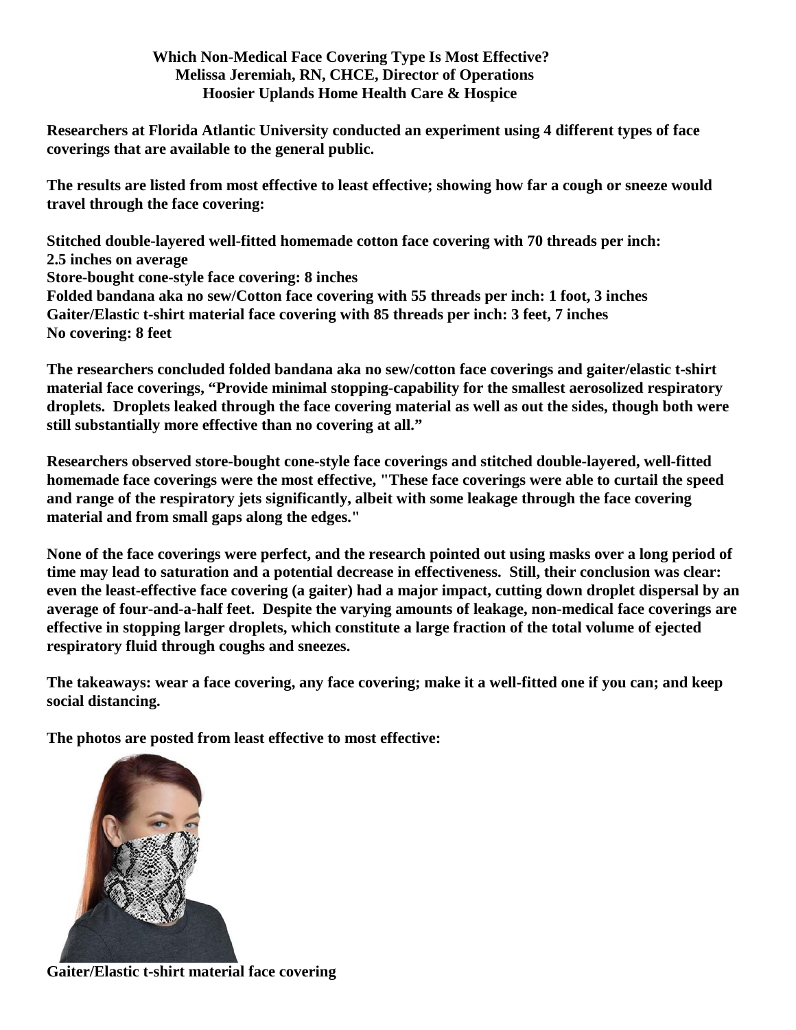# Which Non-Medical Face Covering Type Is Most Effective?

**Melissa Jeremiah, RN, CHCE, Director of Operations**
**Hoosier Uplands Home Health Care & Hospice**

**Researchers at Florida Atlantic University conducted an experiment using 4 different types of face coverings that are available to the general public.**

**The results are listed from most effective to least effective; showing how far a cough or sneeze would travel through the face covering:**

**Stitched double-layered well-fitted homemade cotton face covering with 70 threads per inch: 2.5 inches on average**
**Store-bought cone-style face covering: 8 inches**
**Folded bandana aka no sew/Cotton face covering with 55 threads per inch: 1 foot, 3 inches**
**Gaiter/Elastic t-shirt material face covering with 85 threads per inch: 3 feet, 7 inches**
**No covering: 8 feet**

**The researchers concluded folded bandana aka no sew/cotton face coverings and gaiter/elastic t-shirt material face coverings, "Provide minimal stopping-capability for the smallest aerosolized respiratory droplets. Droplets leaked through the face covering material as well as out the sides, though both were still substantially more effective than no covering at all."**

**Researchers observed store-bought cone-style face coverings and stitched double-layered, well-fitted homemade face coverings were the most effective, "These face coverings were able to curtail the speed and range of the respiratory jets significantly, albeit with some leakage through the face covering material and from small gaps along the edges."**

**None of the face coverings were perfect, and the research pointed out using masks over a long period of time may lead to saturation and a potential decrease in effectiveness. Still, their conclusion was clear: even the least-effective face covering (a gaiter) had a major impact, cutting down droplet dispersal by an average of four-and-a-half feet. Despite the varying amounts of leakage, non-medical face coverings are effective in stopping larger droplets, which constitute a large fraction of the total volume of ejected respiratory fluid through coughs and sneezes.**

**The takeaways: wear a face covering, any face covering; make it a well-fitted one if you can; and keep social distancing.**

**The photos are posted from least effective to most effective:**

**Gaiter/Elastic t-shirt material face covering**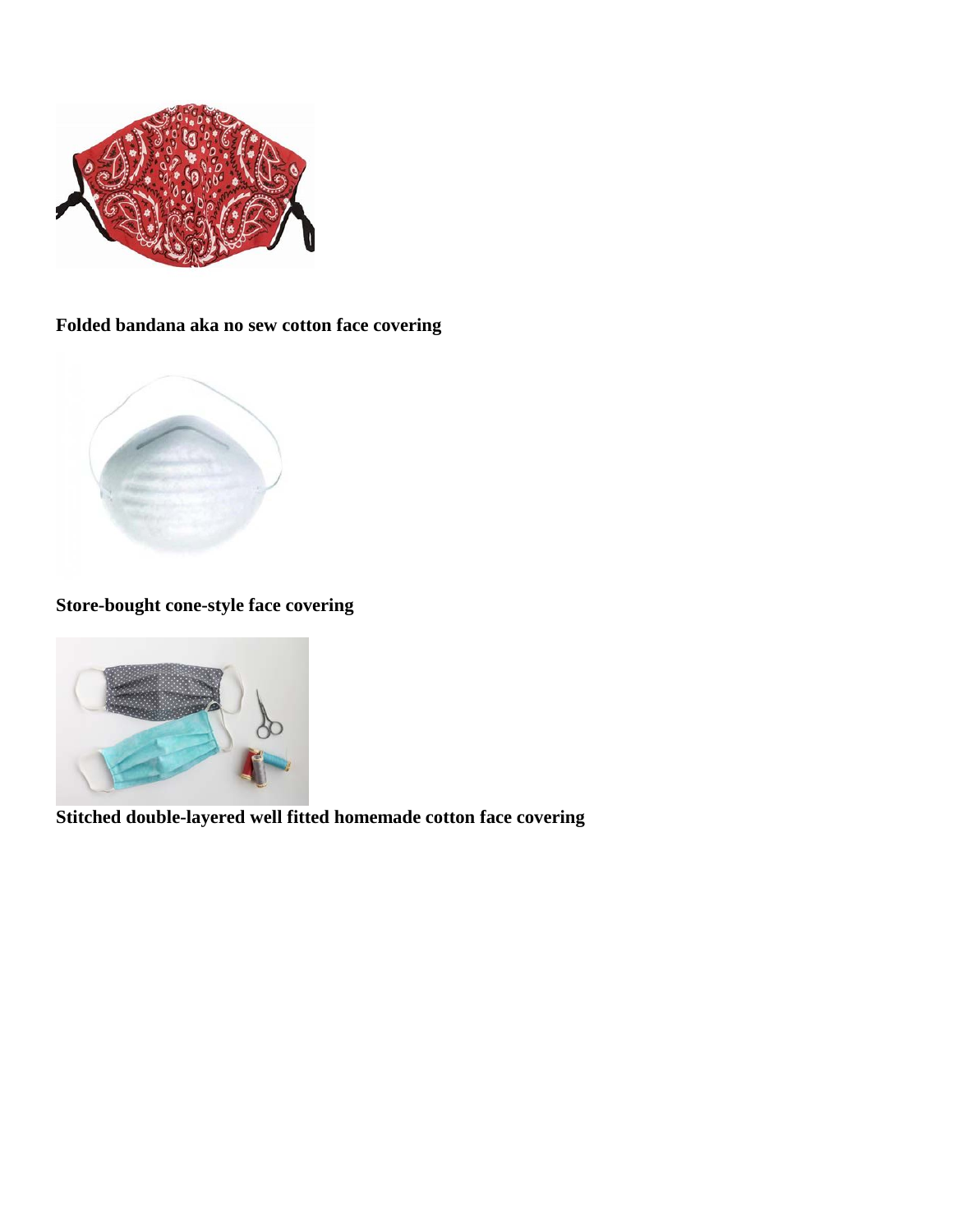**Folded bandana aka no sew cotton face covering**

**Store-bought cone-style face covering**

**Stitched double-layered well fitted homemade cotton face covering**